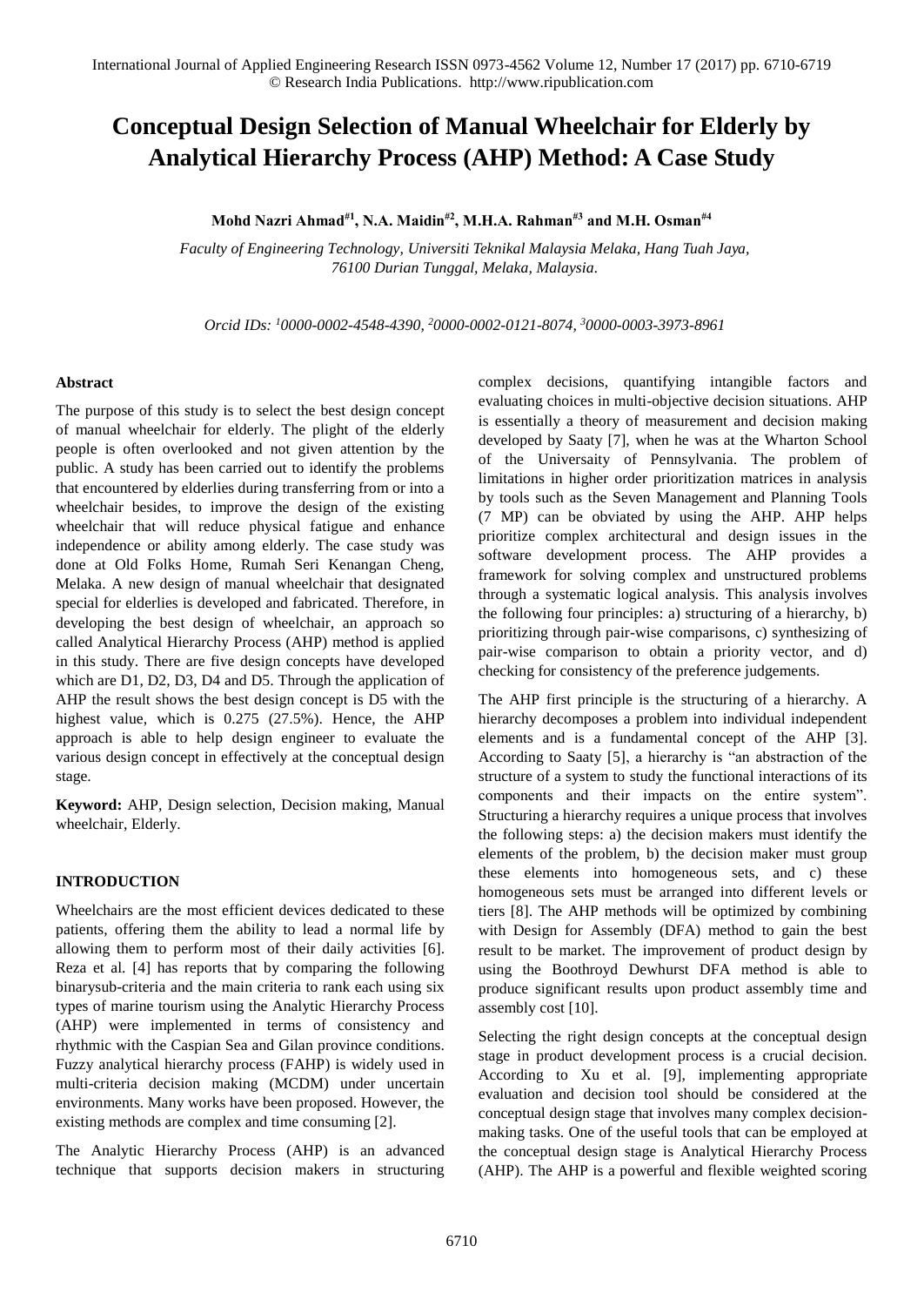# Conceptual Design Selection of Manual Wheelchair for Elderly by Analytical Hierarchy Process (AHP) Method: A Case Study

**Mohd Nazri Ahmad#1, N.A. Maidin#2, M.H.A. Rahman#3 and M.H. Osman#4**

*Faculty of Engineering Technology, Universiti Teknikal Malaysia Melaka, Hang Tuah Jaya, 76100 Durian Tunggal, Melaka, Malaysia.*

*Orcid IDs: [1]0000-0002-4548-4390, [2]0000-0002-0121-8074, [3]0000-0003-3973-8961*

## Abstract

The purpose of this study is to select the best design concept of manual wheelchair for elderly. The plight of the elderly people is often overlooked and not given attention by the public. A study has been carried out to identify the problems that encountered by elderlies during transferring from or into a wheelchair besides, to improve the design of the existing wheelchair that will reduce physical fatigue and enhance independence or ability among elderly. The case study was done at Old Folks Home, Rumah Seri Kenangan Cheng, Melaka. A new design of manual wheelchair that designated special for elderlies is developed and fabricated. Therefore, in developing the best design of wheelchair, an approach so called Analytical Hierarchy Process (AHP) method is applied in this study. There are five design concepts have developed which are D1, D2, D3, D4 and D5. Through the application of AHP the result shows the best design concept is D5 with the highest value, which is 0.275 (27.5%). Hence, the AHP approach is able to help design engineer to evaluate the various design concept in effectively at the conceptual design stage.

**Keyword:** AHP, Design selection, Decision making, Manual wheelchair, Elderly.

## INTRODUCTION

Wheelchairs are the most efficient devices dedicated to these patients, offering them the ability to lead a normal life by allowing them to perform most of their daily activities [6]. Reza et al. [4] has reports that by comparing the following binarysub-criteria and the main criteria to rank each using six types of marine tourism using the Analytic Hierarchy Process (AHP) were implemented in terms of consistency and rhythmic with the Caspian Sea and Gilan province conditions. Fuzzy analytical hierarchy process (FAHP) is widely used in multi-criteria decision making (MCDM) under uncertain environments. Many works have been proposed. However, the existing methods are complex and time consuming [2].

The Analytic Hierarchy Process (AHP) is an advanced technique that supports decision makers in structuring complex decisions, quantifying intangible factors and evaluating choices in multi-objective decision situations. AHP is essentially a theory of measurement and decision making developed by Saaty [7], when he was at the Wharton School of the Universaity of Pennsylvania. The problem of limitations in higher order prioritization matrices in analysis by tools such as the Seven Management and Planning Tools (7 MP) can be obviated by using the AHP. AHP helps prioritize complex architectural and design issues in the software development process. The AHP provides a framework for solving complex and unstructured problems through a systematic logical analysis. This analysis involves the following four principles: a) structuring of a hierarchy, b) prioritizing through pair-wise comparisons, c) synthesizing of pair-wise comparison to obtain a priority vector, and d) checking for consistency of the preference judgements.

The AHP first principle is the structuring of a hierarchy. A hierarchy decomposes a problem into individual independent elements and is a fundamental concept of the AHP [3]. According to Saaty [5], a hierarchy is "an abstraction of the structure of a system to study the functional interactions of its components and their impacts on the entire system". Structuring a hierarchy requires a unique process that involves the following steps: a) the decision makers must identify the elements of the problem, b) the decision maker must group these elements into homogeneous sets, and c) these homogeneous sets must be arranged into different levels or tiers [8]. The AHP methods will be optimized by combining with Design for Assembly (DFA) method to gain the best result to be market. The improvement of product design by using the Boothroyd Dewhurst DFA method is able to produce significant results upon product assembly time and assembly cost [10].

Selecting the right design concepts at the conceptual design stage in product development process is a crucial decision. According to Xu et al. [9], implementing appropriate evaluation and decision tool should be considered at the conceptual design stage that involves many complex decision-making tasks. One of the useful tools that can be employed at the conceptual design stage is Analytical Hierarchy Process (AHP). The AHP is a powerful and flexible weighted scoring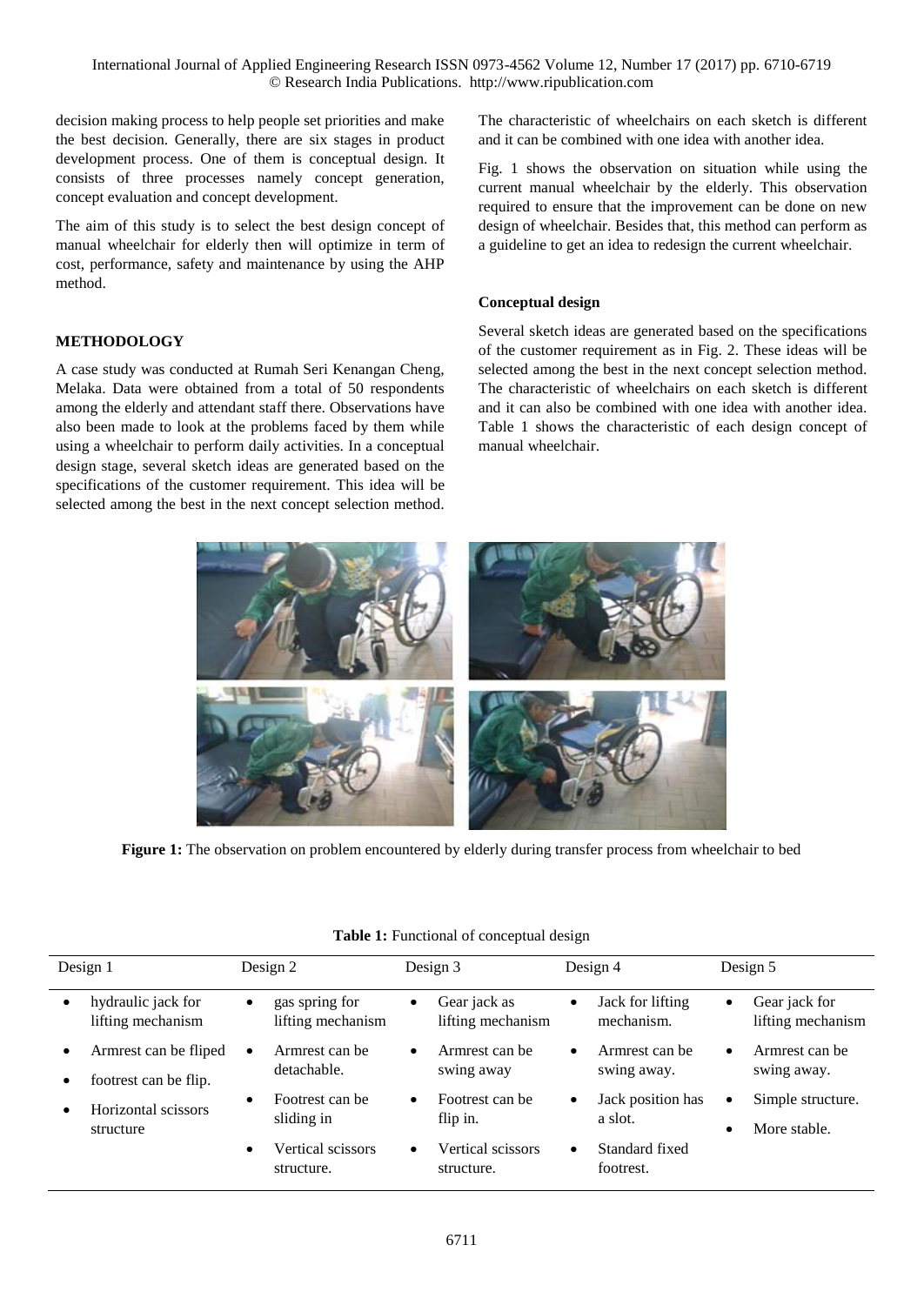decision making process to help people set priorities and make the best decision. Generally, there are six stages in product development process. One of them is conceptual design. It consists of three processes namely concept generation, concept evaluation and concept development.

The aim of this study is to select the best design concept of manual wheelchair for elderly then will optimize in term of cost, performance, safety and maintenance by using the AHP method.

## METHODOLOGY

A case study was conducted at Rumah Seri Kenangan Cheng, Melaka. Data were obtained from a total of 50 respondents among the elderly and attendant staff there. Observations have also been made to look at the problems faced by them while using a wheelchair to perform daily activities. In a conceptual design stage, several sketch ideas are generated based on the specifications of the customer requirement. This idea will be selected among the best in the next concept selection method. The characteristic of wheelchairs on each sketch is different and it can be combined with one idea with another idea.

Fig. 1 shows the observation on situation while using the current manual wheelchair by the elderly. This observation required to ensure that the improvement can be done on new design of wheelchair. Besides that, this method can perform as a guideline to get an idea to redesign the current wheelchair.

### Conceptual design

Several sketch ideas are generated based on the specifications of the customer requirement as in Fig. 2. These ideas will be selected among the best in the next concept selection method. The characteristic of wheelchairs on each sketch is different and it can also be combined with one idea with another idea. Table 1 shows the characteristic of each design concept of manual wheelchair.

**Figure 1:** The observation on problem encountered by elderly during transfer process from wheelchair to bed

**Table 1:** Functional of conceptual design

| Design 1 | Design 2 | Design 3 | Design 4 | Design 5 |
|---|---|---|---|---|
| • hydraulic jack for lifting mechanism<br>• Armrest can be fliped<br>• footrest can be flip.<br>• Horizontal scissors structure | • gas spring for lifting mechanism<br>• Armrest can be detachable.<br>• Footrest can be sliding in<br>• Vertical scissors structure. | • Gear jack as lifting mechanism<br>• Armrest can be swing away<br>• Footrest can be flip in.<br>• Vertical scissors structure. | • Jack for lifting mechanism.<br>• Armrest can be swing away.<br>• Jack position has a slot.<br>• Standard fixed footrest. | • Gear jack for lifting mechanism<br>• Armrest can be swing away.<br>• Simple structure.<br>• More stable. |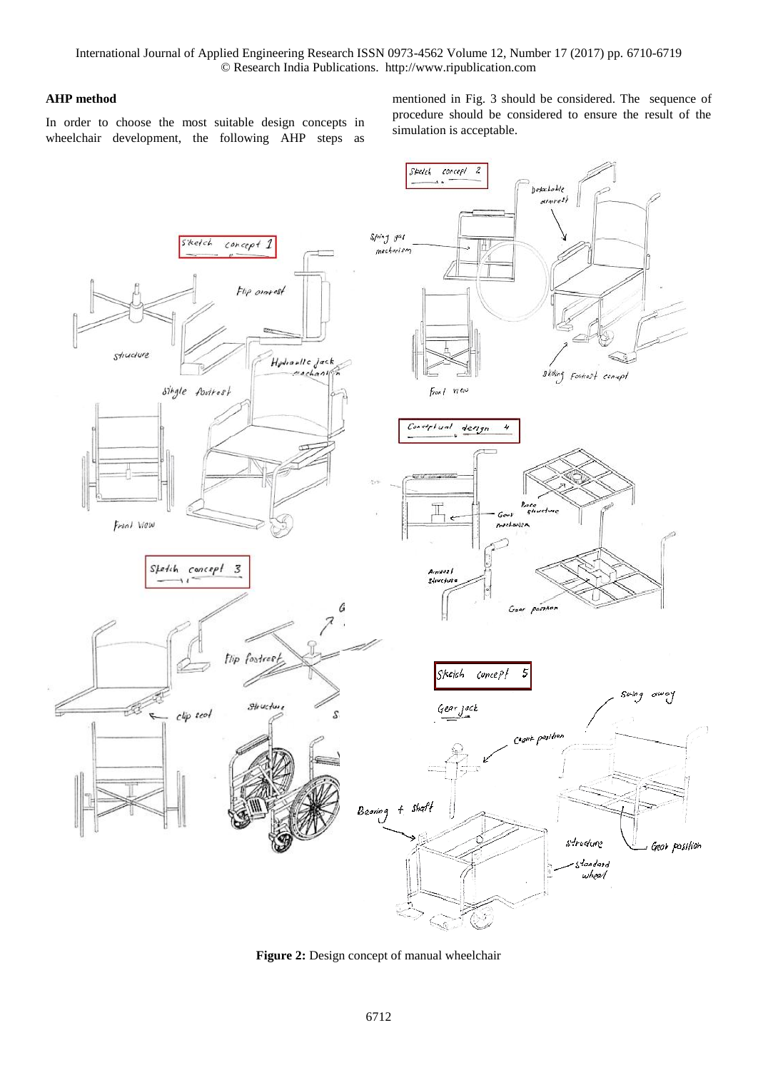### AHP method

In order to choose the most suitable design concepts in wheelchair development, the following AHP steps as mentioned in Fig. 3 should be considered. The sequence of procedure should be considered to ensure the result of the simulation is acceptable.

**Figure 2:** Design concept of manual wheelchair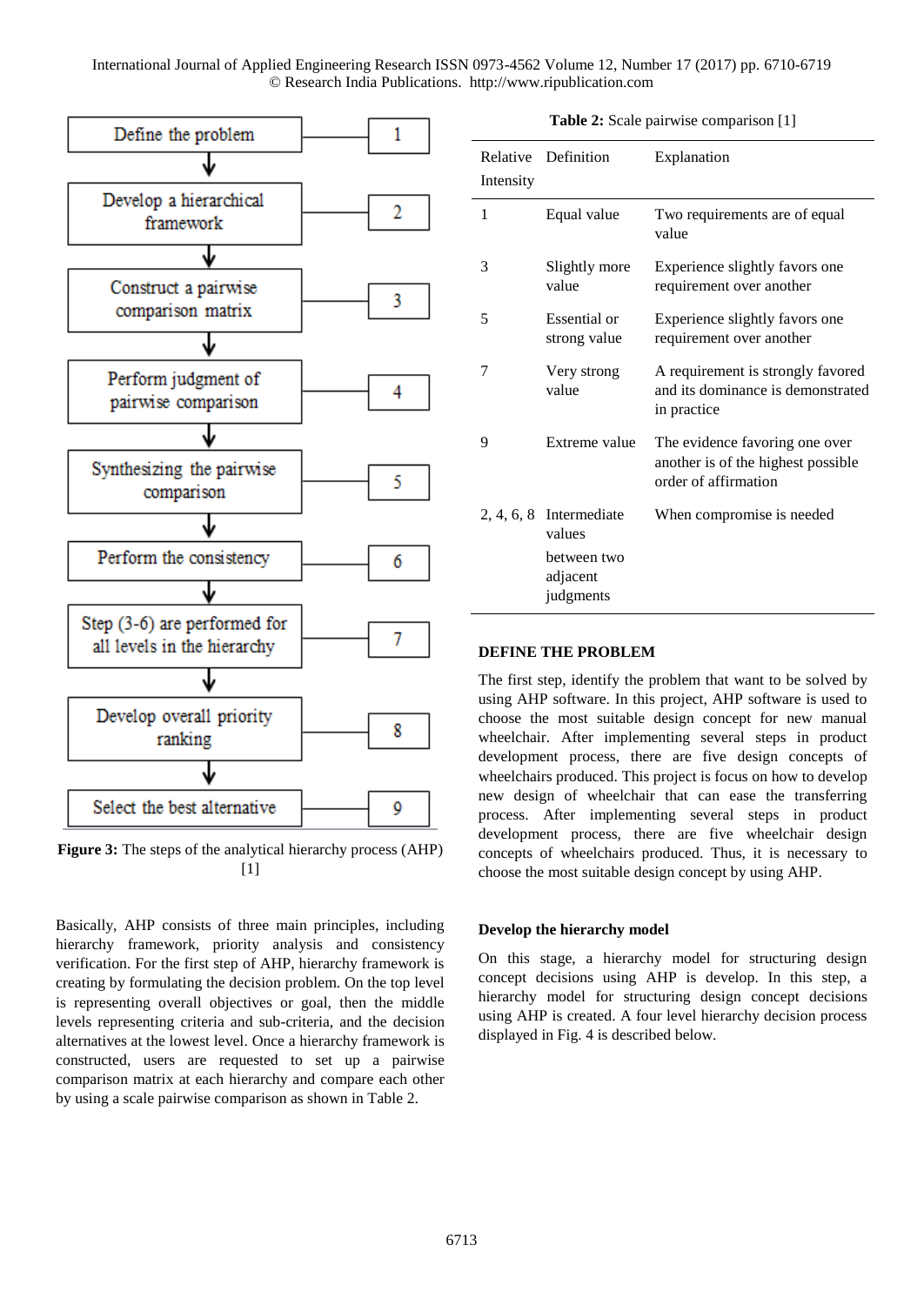Define the problem — 1

Develop a hierarchical framework — 2

Construct a pairwise comparison matrix — 3

Perform judgment of pairwise comparison — 4

Synthesizing the pairwise comparison — 5

Perform the consistency — 6

Step (3-6) are performed for all levels in the hierarchy — 7

Develop overall priority ranking — 8

Select the best alternative — 9

**Figure 3:** The steps of the analytical hierarchy process (AHP) [1]

Basically, AHP consists of three main principles, including hierarchy framework, priority analysis and consistency verification. For the first step of AHP, hierarchy framework is creating by formulating the decision problem. On the top level is representing overall objectives or goal, then the middle levels representing criteria and sub-criteria, and the decision alternatives at the lowest level. Once a hierarchy framework is constructed, users are requested to set up a pairwise comparison matrix at each hierarchy and compare each other by using a scale pairwise comparison as shown in Table 2.

**Table 2:** Scale pairwise comparison [1]

| Relative Intensity | Definition | Explanation |
|---|---|---|
| 1 | Equal value | Two requirements are of equal value |
| 3 | Slightly more value | Experience slightly favors one requirement over another |
| 5 | Essential or strong value | Experience slightly favors one requirement over another |
| 7 | Very strong value | A requirement is strongly favored and its dominance is demonstrated in practice |
| 9 | Extreme value | The evidence favoring one over another is of the highest possible order of affirmation |
| 2, 4, 6, 8 | Intermediate values between two adjacent judgments | When compromise is needed |

## DEFINE THE PROBLEM

The first step, identify the problem that want to be solved by using AHP software. In this project, AHP software is used to choose the most suitable design concept for new manual wheelchair. After implementing several steps in product development process, there are five design concepts of wheelchairs produced. This project is focus on how to develop new design of wheelchair that can ease the transferring process. After implementing several steps in product development process, there are five wheelchair design concepts of wheelchairs produced. Thus, it is necessary to choose the most suitable design concept by using AHP.

### Develop the hierarchy model

On this stage, a hierarchy model for structuring design concept decisions using AHP is develop. In this step, a hierarchy model for structuring design concept decisions using AHP is created. A four level hierarchy decision process displayed in Fig. 4 is described below.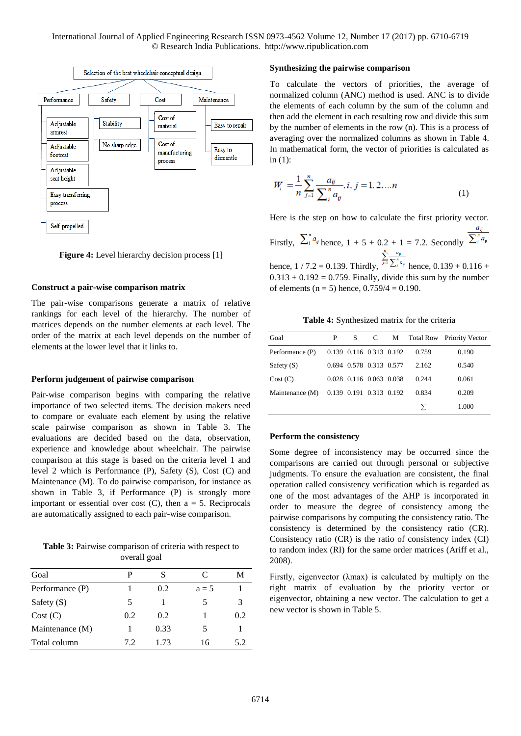Selection of the best wheelchair conceptual design

- Performance
  - Adjustable armrest
  - Adjustable footrest
  - Adjustable seat height
  - Easy transferring process
  - Self-propelled
- Safety
  - Stability
  - No sharp edge
- Cost
  - Cost of material
  - Cost of manufacturing process
- Maintenance
  - Easy to repair
  - Easy to dismantle

**Figure 4:** Level hierarchy decision process [1]

### Construct a pair-wise comparison matrix

The pair-wise comparisons generate a matrix of relative rankings for each level of the hierarchy. The number of matrices depends on the number elements at each level. The order of the matrix at each level depends on the number of elements at the lower level that it links to.

### Perform judgement of pairwise comparison

Pair-wise comparison begins with comparing the relative importance of two selected items. The decision makers need to compare or evaluate each element by using the relative scale pairwise comparison as shown in Table 3. The evaluations are decided based on the data, observation, experience and knowledge about wheelchair. The pairwise comparison at this stage is based on the criteria level 1 and level 2 which is Performance (P), Safety (S), Cost (C) and Maintenance (M). To do pairwise comparison, for instance as shown in Table 3, if Performance (P) is strongly more important or essential over cost (C), then a = 5. Reciprocals are automatically assigned to each pair-wise comparison.

**Table 3:** Pairwise comparison of criteria with respect to overall goal

| Goal | P | S | C | M |
|---|---|---|---|---|
| Performance (P) | 1 | 0.2 | a = 5 | 1 |
| Safety (S) | 5 | 1 | 5 | 3 |
| Cost (C) | 0.2 | 0.2 | 1 | 0.2 |
| Maintenance (M) | 1 | 0.33 | 5 | 1 |
| Total column | 7.2 | 1.73 | 16 | 5.2 |

### Synthesizing the pairwise comparison

To calculate the vectors of priorities, the average of normalized column (ANC) method is used. ANC is to divide the elements of each column by the sum of the column and then add the element in each resulting row and divide this sum by the number of elements in the row (n). This is a process of averaging over the normalized columns as shown in Table 4. In mathematical form, the vector of priorities is calculated as in (1):

$$W_i = \frac{1}{n}\sum_{j=1}^{n}\frac{a_{ij}}{\sum_{i}^{n} a_{ij}}, i, j = 1, 2, \ldots n \qquad (1)$$

Here is the step on how to calculate the first priority vector. Firstly, $\sum_{i}^{n} a_{ij}$ hence, 1 + 5 + 0.2 + 1 = 7.2. Secondly $\frac{a_{ij}}{\sum_{i}^{n} a_{ij}}$ hence, 1 / 7.2 = 0.139. Thirdly, $\sum_{j=1}^{n}\frac{a_{ij}}{\sum_{i}^{n} a_{ij}}$ hence, 0.139 + 0.116 + 0.313 + 0.192 = 0.759. Finally, divide this sum by the number of elements (n = 5) hence, 0.759/4 = 0.190.

**Table 4:** Synthesized matrix for the criteria

| Goal | P | S | C | M | Total Row | Priority Vector |
|---|---|---|---|---|---|---|
| Performance (P) | 0.139 | 0.116 | 0.313 | 0.192 | 0.759 | 0.190 |
| Safety (S) | 0.694 | 0.578 | 0.313 | 0.577 | 2.162 | 0.540 |
| Cost (C) | 0.028 | 0.116 | 0.063 | 0.038 | 0.244 | 0.061 |
| Maintenance (M) | 0.139 | 0.191 | 0.313 | 0.192 | 0.834 | 0.209 |
| | | | | | ∑ | 1.000 |

### Perform the consistency

Some degree of inconsistency may be occurred since the comparisons are carried out through personal or subjective judgments. To ensure the evaluation are consistent, the final operation called consistency verification which is regarded as one of the most advantages of the AHP is incorporated in order to measure the degree of consistency among the pairwise comparisons by computing the consistency ratio. The consistency is determined by the consistency ratio (CR). Consistency ratio (CR) is the ratio of consistency index (CI) to random index (RI) for the same order matrices (Ariff et al., 2008).

Firstly, eigenvector (λmax) is calculated by multiply on the right matrix of evaluation by the priority vector or eigenvector, obtaining a new vector. The calculation to get a new vector is shown in Table 5.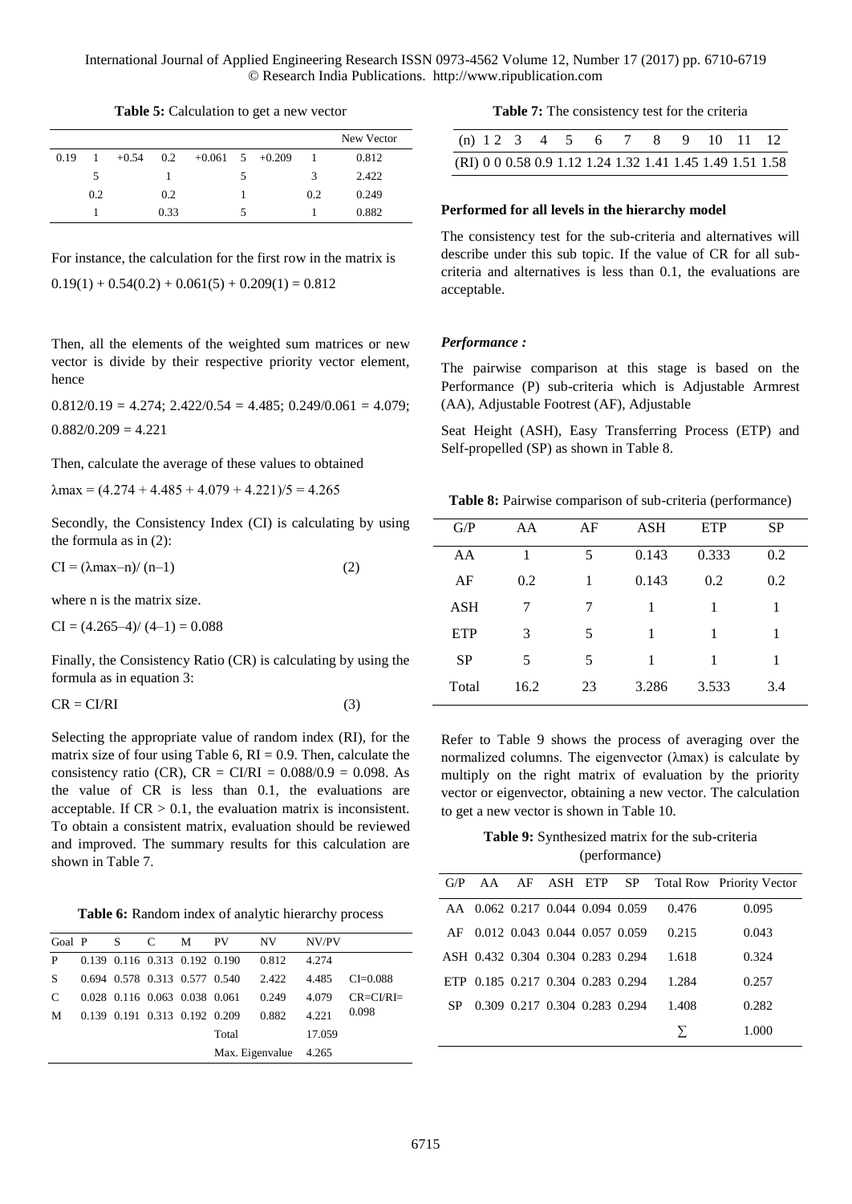**Table 5:** Calculation to get a new vector

| | | | | | | | | New Vector |
|---|---|---|---|---|---|---|---|---|
| 0.19 | 1 | +0.54 | 0.2 | +0.061 | 5 | +0.209 | 1 | 0.812 |
| | 5 | | 1 | | 5 | | 3 | 2.422 |
| | 0.2 | | 0.2 | | 1 | | 0.2 | 0.249 |
| | 1 | | 0.33 | | 5 | | 1 | 0.882 |

For instance, the calculation for the first row in the matrix is

$0.19(1) + 0.54(0.2) + 0.061(5) + 0.209(1) = 0.812$

Then, all the elements of the weighted sum matrices or new vector is divide by their respective priority vector element, hence

$0.812/0.19 = 4.274$; $2.422/0.54 = 4.485$; $0.249/0.061 = 4.079$; $0.882/0.209 = 4.221$

Then, calculate the average of these values to obtained

$\lambda max = (4.274 + 4.485 + 4.079 + 4.221)/5 = 4.265$

Secondly, the Consistency Index (CI) is calculating by using the formula as in (2):

$$CI = (\lambda max – n)/ (n–1) \tag{2}$$

where n is the matrix size.

$CI = (4.265–4)/ (4–1) = 0.088$

Finally, the Consistency Ratio (CR) is calculating by using the formula as in equation 3:

$$CR = CI/RI \tag{3}$$

Selecting the appropriate value of random index (RI), for the matrix size of four using Table 6, RI = 0.9. Then, calculate the consistency ratio (CR), CR = CI/RI = 0.088/0.9 = 0.098. As the value of CR is less than 0.1, the evaluations are acceptable. If CR > 0.1, the evaluation matrix is inconsistent. To obtain a consistent matrix, evaluation should be reviewed and improved. The summary results for this calculation are shown in Table 7.

**Table 6:** Random index of analytic hierarchy process

| Goal | P | S | C | M | PV | NV | NV/PV | |
|---|---|---|---|---|---|---|---|---|
| P | 0.139 | 0.116 | 0.313 | 0.192 | 0.190 | 0.812 | 4.274 | |
| S | 0.694 | 0.578 | 0.313 | 0.577 | 0.540 | 2.422 | 4.485 | CI=0.088 |
| C | 0.028 | 0.116 | 0.063 | 0.038 | 0.061 | 0.249 | 4.079 | CR=CI/RI= 0.098 |
| M | 0.139 | 0.191 | 0.313 | 0.192 | 0.209 | 0.882 | 4.221 | |
| | | | | | Total | | 17.059 | |
| | | | | | Max. Eigenvalue | | 4.265 | |

**Table 7:** The consistency test for the criteria

| (n) | 1 | 2 | 3 | 4 | 5 | 6 | 7 | 8 | 9 | 10 | 11 | 12 |
|---|---|---|---|---|---|---|---|---|---|---|---|---|
| (RI) | 0 | 0 | 0.58 | 0.9 | 1.12 | 1.24 | 1.32 | 1.41 | 1.45 | 1.49 | 1.51 | 1.58 |

**Performed for all levels in the hierarchy model**

The consistency test for the sub-criteria and alternatives will describe under this sub topic. If the value of CR for all sub-criteria and alternatives is less than 0.1, the evaluations are acceptable.

***Performance :***

The pairwise comparison at this stage is based on the Performance (P) sub-criteria which is Adjustable Armrest (AA), Adjustable Footrest (AF), Adjustable

Seat Height (ASH), Easy Transferring Process (ETP) and Self-propelled (SP) as shown in Table 8.

**Table 8:** Pairwise comparison of sub-criteria (performance)

| G/P | AA | AF | ASH | ETP | SP |
|---|---|---|---|---|---|
| AA | 1 | 5 | 0.143 | 0.333 | 0.2 |
| AF | 0.2 | 1 | 0.143 | 0.2 | 0.2 |
| ASH | 7 | 7 | 1 | 1 | 1 |
| ETP | 3 | 5 | 1 | 1 | 1 |
| SP | 5 | 5 | 1 | 1 | 1 |
| Total | 16.2 | 23 | 3.286 | 3.533 | 3.4 |

Refer to Table 9 shows the process of averaging over the normalized columns. The eigenvector (λmax) is calculate by multiply on the right matrix of evaluation by the priority vector or eigenvector, obtaining a new vector. The calculation to get a new vector is shown in Table 10.

**Table 9:** Synthesized matrix for the sub-criteria (performance)

| G/P | AA | AF | ASH | ETP | SP | Total Row | Priority Vector |
|---|---|---|---|---|---|---|---|
| AA | 0.062 | 0.217 | 0.044 | 0.094 | 0.059 | 0.476 | 0.095 |
| AF | 0.012 | 0.043 | 0.044 | 0.057 | 0.059 | 0.215 | 0.043 |
| ASH | 0.432 | 0.304 | 0.304 | 0.283 | 0.294 | 1.618 | 0.324 |
| ETP | 0.185 | 0.217 | 0.304 | 0.283 | 0.294 | 1.284 | 0.257 |
| SP | 0.309 | 0.217 | 0.304 | 0.283 | 0.294 | 1.408 | 0.282 |
| | | | | | | ∑ | 1.000 |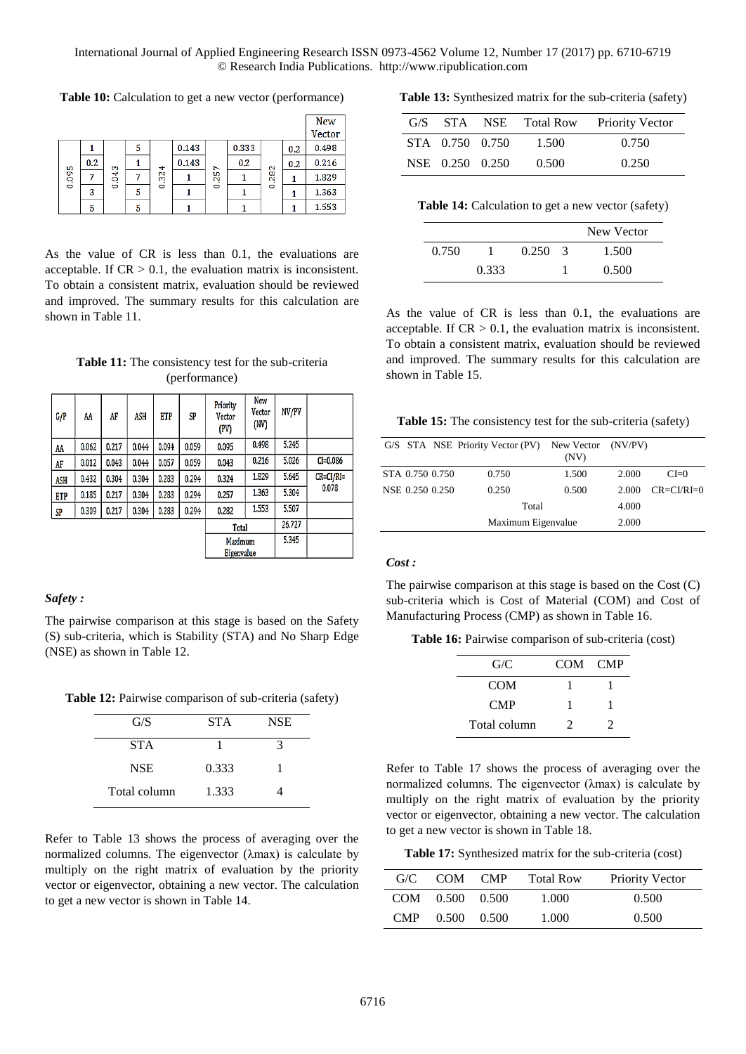**Table 10:** Calculation to get a new vector (performance)

| | | | | | | | | | | New Vector |
|---|---|---|---|---|---|---|---|---|---|---|
| 0.095 | 1 | 0.043 | 5 | 0.324 | 0.143 | 0.257 | 0.333 | 0.282 | 0.2 | 0.498 |
| | 0.2 | | 1 | | 0.143 | | 0.2 | | 0.2 | 0.216 |
| | 7 | | 7 | | 1 | | 1 | | 1 | 1.829 |
| | 3 | | 5 | | 1 | | 1 | | 1 | 1.363 |
| | 5 | | 5 | | 1 | | 1 | | 1 | 1.553 |

As the value of CR is less than 0.1, the evaluations are acceptable. If CR > 0.1, the evaluation matrix is inconsistent. To obtain a consistent matrix, evaluation should be reviewed and improved. The summary results for this calculation are shown in Table 11.

**Table 11:** The consistency test for the sub-criteria (performance)

| G/P | AA | AF | ASH | ETP | SP | Priority Vector (PV) | New Vector (NV) | NV/PV | |
|---|---|---|---|---|---|---|---|---|---|
| AA | 0.062 | 0.217 | 0.044 | 0.094 | 0.059 | 0.095 | 0.498 | 5.245 | |
| AF | 0.012 | 0.043 | 0.044 | 0.057 | 0.059 | 0.043 | 0.216 | 5.026 | CI=0.086 |
| ASH | 0.432 | 0.304 | 0.304 | 0.283 | 0.294 | 0.324 | 1.829 | 5.645 | CR=CI/RI= 0.078 |
| ETP | 0.185 | 0.217 | 0.304 | 0.283 | 0.294 | 0.257 | 1.363 | 5.304 | |
| SP | 0.309 | 0.217 | 0.304 | 0.283 | 0.294 | 0.282 | 1.553 | 5.507 | |
| | | | | | | Total | | 26.727 | |
| | | | | | | Maximum Eigenvalue | | 5.345 | |

*Safety :*

The pairwise comparison at this stage is based on the Safety (S) sub-criteria, which is Stability (STA) and No Sharp Edge (NSE) as shown in Table 12.

**Table 12:** Pairwise comparison of sub-criteria (safety)

| G/S | STA | NSE |
|---|---|---|
| STA | 1 | 3 |
| NSE | 0.333 | 1 |
| Total column | 1.333 | 4 |

Refer to Table 13 shows the process of averaging over the normalized columns. The eigenvector (λmax) is calculate by multiply on the right matrix of evaluation by the priority vector or eigenvector, obtaining a new vector. The calculation to get a new vector is shown in Table 14.

**Table 13:** Synthesized matrix for the sub-criteria (safety)

| G/S | STA | NSE | Total Row | Priority Vector |
|---|---|---|---|---|
| STA | 0.750 | 0.750 | 1.500 | 0.750 |
| NSE | 0.250 | 0.250 | 0.500 | 0.250 |

**Table 14:** Calculation to get a new vector (safety)

| | | | | New Vector |
|---|---|---|---|---|
| 0.750 | 1 | 0.250 | 3 | 1.500 |
| | 0.333 | | 1 | 0.500 |

As the value of CR is less than 0.1, the evaluations are acceptable. If CR > 0.1, the evaluation matrix is inconsistent. To obtain a consistent matrix, evaluation should be reviewed and improved. The summary results for this calculation are shown in Table 15.

**Table 15:** The consistency test for the sub-criteria (safety)

| G/S | STA | NSE | Priority Vector (PV) | New Vector (NV) | (NV/PV) | |
|---|---|---|---|---|---|---|
| STA | 0.750 | 0.750 | 0.750 | 1.500 | 2.000 | CI=0 |
| NSE | 0.250 | 0.250 | 0.250 | 0.500 | 2.000 | CR=CI/RI=0 |
| | | | Total | | 4.000 | |
| | | | Maximum Eigenvalue | | 2.000 | |

*Cost :*

The pairwise comparison at this stage is based on the Cost (C) sub-criteria which is Cost of Material (COM) and Cost of Manufacturing Process (CMP) as shown in Table 16.

**Table 16:** Pairwise comparison of sub-criteria (cost)

| G/C | COM | CMP |
|---|---|---|
| COM | 1 | 1 |
| CMP | 1 | 1 |
| Total column | 2 | 2 |

Refer to Table 17 shows the process of averaging over the normalized columns. The eigenvector (λmax) is calculate by multiply on the right matrix of evaluation by the priority vector or eigenvector, obtaining a new vector. The calculation to get a new vector is shown in Table 18.

**Table 17:** Synthesized matrix for the sub-criteria (cost)

| G/C | COM | CMP | Total Row | Priority Vector |
|---|---|---|---|---|
| COM | 0.500 | 0.500 | 1.000 | 0.500 |
| CMP | 0.500 | 0.500 | 1.000 | 0.500 |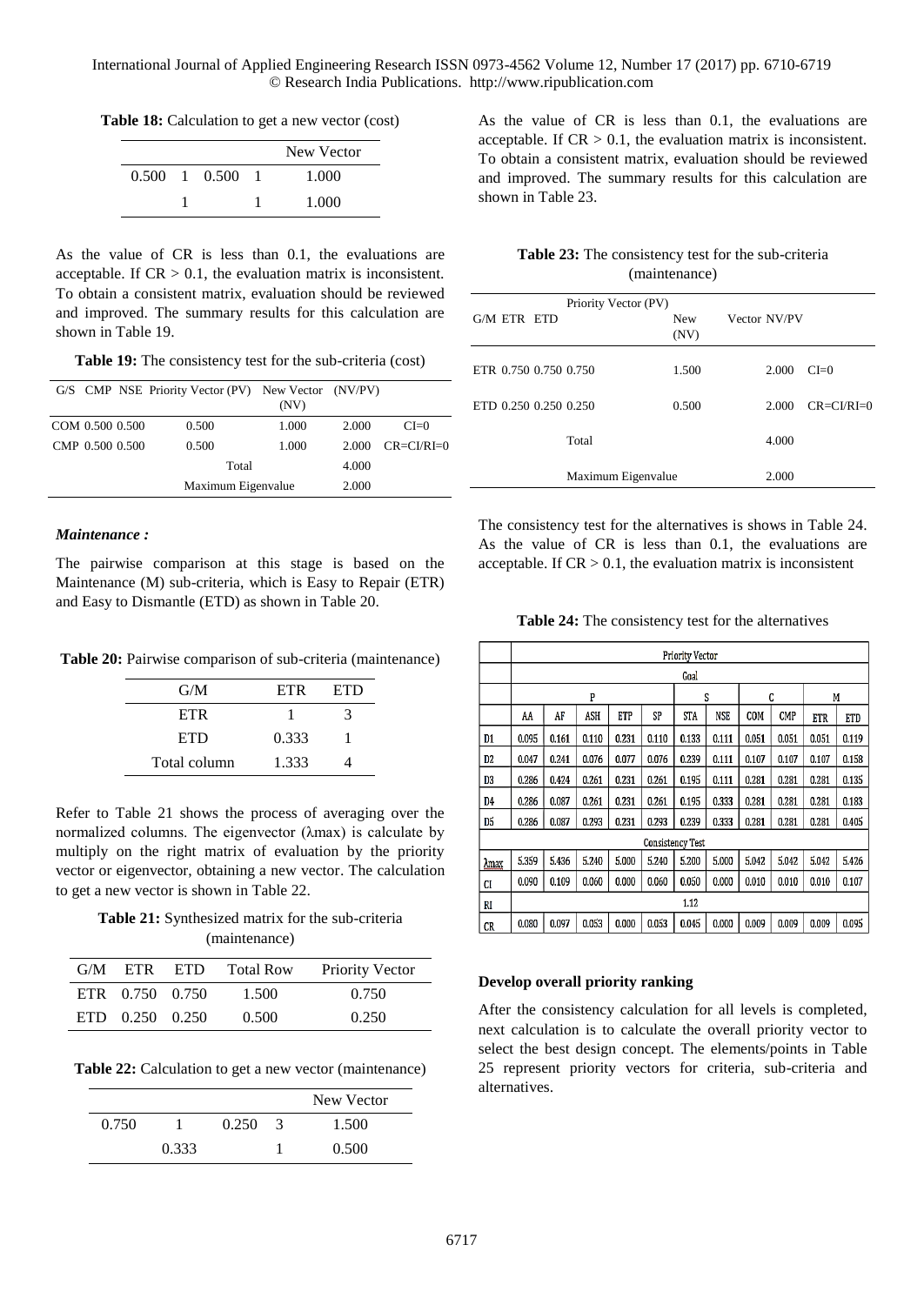**Table 18:** Calculation to get a new vector (cost)

| | | | | New Vector |
|---|---|---|---|---|
| 0.500 | 1 | 0.500 | 1 | 1.000 |
| | 1 | | 1 | 1.000 |

As the value of CR is less than 0.1, the evaluations are acceptable. If CR > 0.1, the evaluation matrix is inconsistent. To obtain a consistent matrix, evaluation should be reviewed and improved. The summary results for this calculation are shown in Table 19.

**Table 19:** The consistency test for the sub-criteria (cost)

| G/S | CMP | NSE | Priority Vector (PV) | New Vector (NV) | (NV/PV) | |
|---|---|---|---|---|---|---|
| COM | 0.500 | 0.500 | 0.500 | 1.000 | 2.000 | CI=0 |
| CMP | 0.500 | 0.500 | 0.500 | 1.000 | 2.000 | CR=CI/RI=0 |
| | | | Total | | 4.000 | |
| | | | Maximum Eigenvalue | | 2.000 | |

***Maintenance :***

The pairwise comparison at this stage is based on the Maintenance (M) sub-criteria, which is Easy to Repair (ETR) and Easy to Dismantle (ETD) as shown in Table 20.

**Table 20:** Pairwise comparison of sub-criteria (maintenance)

| G/M | ETR | ETD |
|---|---|---|
| ETR | 1 | 3 |
| ETD | 0.333 | 1 |
| Total column | 1.333 | 4 |

Refer to Table 21 shows the process of averaging over the normalized columns. The eigenvector ($\lambda$max) is calculate by multiply on the right matrix of evaluation by the priority vector or eigenvector, obtaining a new vector. The calculation to get a new vector is shown in Table 22.

**Table 21:** Synthesized matrix for the sub-criteria (maintenance)

| G/M | ETR | ETD | Total Row | Priority Vector |
|---|---|---|---|---|
| ETR | 0.750 | 0.750 | 1.500 | 0.750 |
| ETD | 0.250 | 0.250 | 0.500 | 0.250 |

**Table 22:** Calculation to get a new vector (maintenance)

| | | | | New Vector |
|---|---|---|---|---|
| 0.750 | 1 | 0.250 | 3 | 1.500 |
| | 0.333 | | 1 | 0.500 |

As the value of CR is less than 0.1, the evaluations are acceptable. If CR > 0.1, the evaluation matrix is inconsistent. To obtain a consistent matrix, evaluation should be reviewed and improved. The summary results for this calculation are shown in Table 23.

**Table 23:** The consistency test for the sub-criteria (maintenance)

| G/M | ETR | ETD | Priority Vector (PV) | New (NV) | Vector NV/PV | |
|---|---|---|---|---|---|---|
| ETR | 0.750 | 0.750 | 0.750 | 1.500 | 2.000 | CI=0 |
| ETD | 0.250 | 0.250 | 0.250 | 0.500 | 2.000 | CR=CI/RI=0 |
| | | | Total | | 4.000 | |
| | | | Maximum Eigenvalue | | 2.000 | |

The consistency test for the alternatives is shows in Table 24. As the value of CR is less than 0.1, the evaluations are acceptable. If CR > 0.1, the evaluation matrix is inconsistent

**Table 24:** The consistency test for the alternatives

| | Priority Vector | | | | | | | | | | |
|---|---|---|---|---|---|---|---|---|---|---|---|
| | Goal | | | | | | | | | | |
| | P | | | | | S | | C | | M | |
| | AA | AF | ASH | ETP | SP | STA | NSE | COM | CMP | ETR | ETD |
| D1 | 0.095 | 0.161 | 0.110 | 0.231 | 0.110 | 0.133 | 0.111 | 0.051 | 0.051 | 0.051 | 0.119 |
| D2 | 0.047 | 0.241 | 0.076 | 0.077 | 0.076 | 0.239 | 0.111 | 0.107 | 0.107 | 0.107 | 0.158 |
| D3 | 0.286 | 0.424 | 0.261 | 0.231 | 0.261 | 0.195 | 0.111 | 0.281 | 0.281 | 0.281 | 0.135 |
| D4 | 0.286 | 0.087 | 0.261 | 0.231 | 0.261 | 0.195 | 0.333 | 0.281 | 0.281 | 0.281 | 0.183 |
| D5 | 0.286 | 0.087 | 0.293 | 0.231 | 0.293 | 0.239 | 0.333 | 0.281 | 0.281 | 0.281 | 0.405 |
| | Consistency Test | | | | | | | | | | |
| λmax | 5.359 | 5.436 | 5.240 | 5.000 | 5.240 | 5.200 | 5.000 | 5.042 | 5.042 | 5.042 | 5.426 |
| CI | 0.090 | 0.109 | 0.060 | 0.000 | 0.060 | 0.050 | 0.000 | 0.010 | 0.010 | 0.010 | 0.107 |
| RI | 1.12 | | | | | | | | | | |
| CR | 0.080 | 0.097 | 0.053 | 0.000 | 0.053 | 0.045 | 0.000 | 0.009 | 0.009 | 0.009 | 0.095 |

**Develop overall priority ranking**

After the consistency calculation for all levels is completed, next calculation is to calculate the overall priority vector to select the best design concept. The elements/points in Table 25 represent priority vectors for criteria, sub-criteria and alternatives.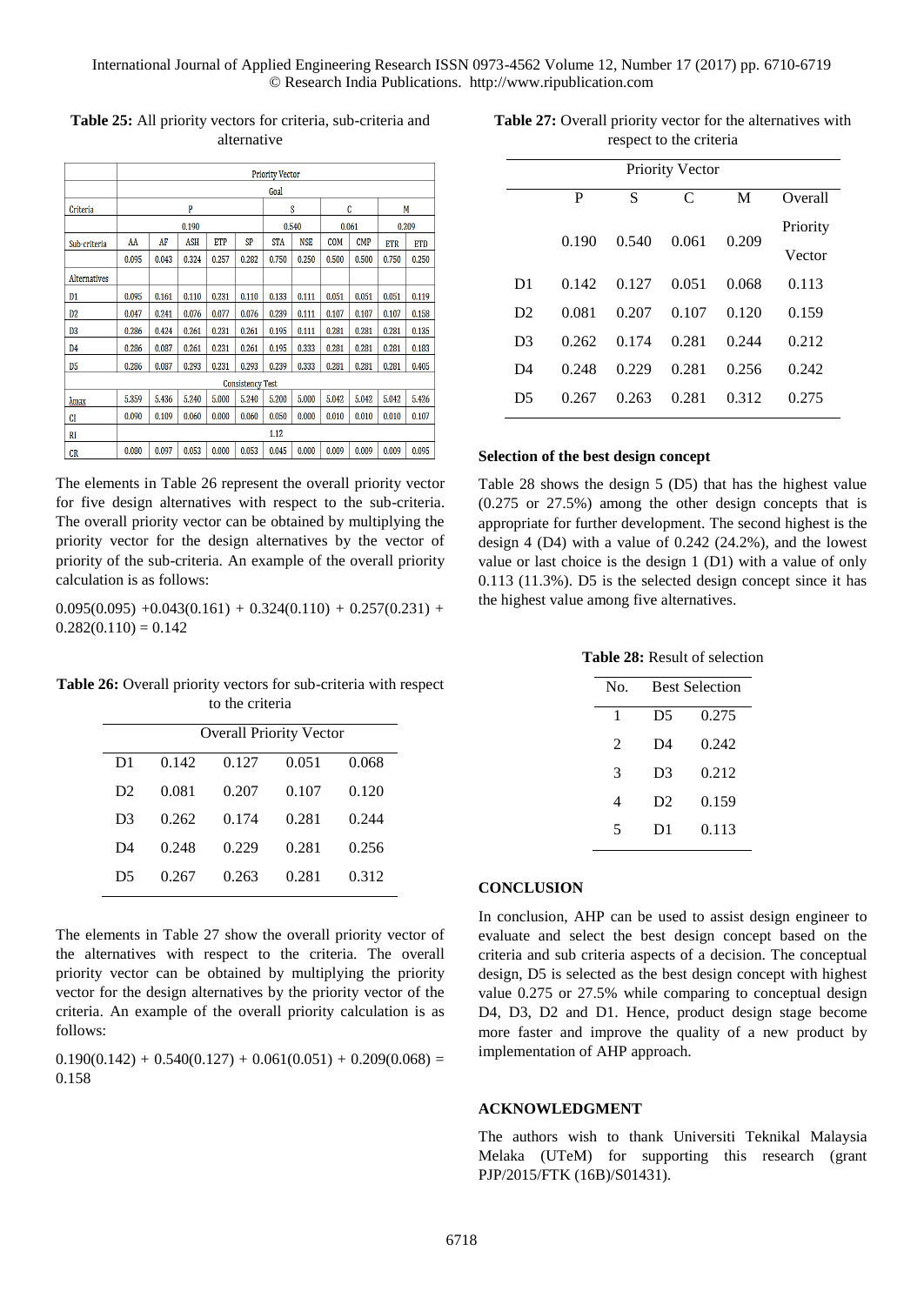**Table 25:** All priority vectors for criteria, sub-criteria and alternative

| | Priority Vector | | | | | | | | | | |
|---|---|---|---|---|---|---|---|---|---|---|---|
| | Goal | | | | | | | | | | |
| Criteria | P | | | | | S | | C | | M | |
| | 0.190 | | | | | 0.540 | | 0.061 | | 0.209 | |
| Sub-criteria | AA | AF | ASH | ETP | SP | STA | NSE | COM | CMP | ETR | ETD |
| | 0.095 | 0.043 | 0.324 | 0.257 | 0.282 | 0.750 | 0.250 | 0.500 | 0.500 | 0.750 | 0.250 |
| Alternatives | | | | | | | | | | | |
| D1 | 0.095 | 0.161 | 0.110 | 0.231 | 0.110 | 0.133 | 0.111 | 0.051 | 0.051 | 0.051 | 0.119 |
| D2 | 0.047 | 0.241 | 0.076 | 0.077 | 0.076 | 0.239 | 0.111 | 0.107 | 0.107 | 0.107 | 0.158 |
| D3 | 0.286 | 0.424 | 0.261 | 0.231 | 0.261 | 0.195 | 0.111 | 0.281 | 0.281 | 0.281 | 0.135 |
| D4 | 0.286 | 0.087 | 0.261 | 0.231 | 0.261 | 0.195 | 0.333 | 0.281 | 0.281 | 0.281 | 0.183 |
| D5 | 0.286 | 0.087 | 0.293 | 0.231 | 0.293 | 0.239 | 0.333 | 0.281 | 0.281 | 0.281 | 0.405 |
| Consistency Test | | | | | | | | | | | |
| λmax | 5.359 | 5.436 | 5.240 | 5.000 | 5.240 | 5.200 | 5.000 | 5.042 | 5.042 | 5.042 | 5.426 |
| CI | 0.090 | 0.109 | 0.060 | 0.000 | 0.060 | 0.050 | 0.000 | 0.010 | 0.010 | 0.010 | 0.107 |
| RI | 1.12 | | | | | | | | | | |
| CR | 0.080 | 0.097 | 0.053 | 0.000 | 0.053 | 0.045 | 0.000 | 0.009 | 0.009 | 0.009 | 0.095 |

The elements in Table 26 represent the overall priority vector for five design alternatives with respect to the sub-criteria. The overall priority vector can be obtained by multiplying the priority vector for the design alternatives by the vector of priority of the sub-criteria. An example of the overall priority calculation is as follows:

$0.095(0.095) + 0.043(0.161) + 0.324(0.110) + 0.257(0.231) + 0.282(0.110) = 0.142$

**Table 26:** Overall priority vectors for sub-criteria with respect to the criteria

| | Overall Priority Vector | | | |
|---|---|---|---|---|
| D1 | 0.142 | 0.127 | 0.051 | 0.068 |
| D2 | 0.081 | 0.207 | 0.107 | 0.120 |
| D3 | 0.262 | 0.174 | 0.281 | 0.244 |
| D4 | 0.248 | 0.229 | 0.281 | 0.256 |
| D5 | 0.267 | 0.263 | 0.281 | 0.312 |

The elements in Table 27 show the overall priority vector of the alternatives with respect to the criteria. The overall priority vector can be obtained by multiplying the priority vector for the design alternatives by the priority vector of the criteria. An example of the overall priority calculation is as follows:

$0.190(0.142) + 0.540(0.127) + 0.061(0.051) + 0.209(0.068) = 0.158$

**Table 27:** Overall priority vector for the alternatives with respect to the criteria

| | Priority Vector | | | | |
|---|---|---|---|---|---|
| | P | S | C | M | Overall Priority Vector |
| | 0.190 | 0.540 | 0.061 | 0.209 | |
| D1 | 0.142 | 0.127 | 0.051 | 0.068 | 0.113 |
| D2 | 0.081 | 0.207 | 0.107 | 0.120 | 0.159 |
| D3 | 0.262 | 0.174 | 0.281 | 0.244 | 0.212 |
| D4 | 0.248 | 0.229 | 0.281 | 0.256 | 0.242 |
| D5 | 0.267 | 0.263 | 0.281 | 0.312 | 0.275 |

**Selection of the best design concept**

Table 28 shows the design 5 (D5) that has the highest value (0.275 or 27.5%) among the other design concepts that is appropriate for further development. The second highest is the design 4 (D4) with a value of 0.242 (24.2%), and the lowest value or last choice is the design 1 (D1) with a value of only 0.113 (11.3%). D5 is the selected design concept since it has the highest value among five alternatives.

**Table 28:** Result of selection

| No. | Best Selection | |
|---|---|---|
| 1 | D5 | 0.275 |
| 2 | D4 | 0.242 |
| 3 | D3 | 0.212 |
| 4 | D2 | 0.159 |
| 5 | D1 | 0.113 |

## CONCLUSION

In conclusion, AHP can be used to assist design engineer to evaluate and select the best design concept based on the criteria and sub criteria aspects of a decision. The conceptual design, D5 is selected as the best design concept with highest value 0.275 or 27.5% while comparing to conceptual design D4, D3, D2 and D1. Hence, product design stage become more faster and improve the quality of a new product by implementation of AHP approach.

## ACKNOWLEDGMENT

The authors wish to thank Universiti Teknikal Malaysia Melaka (UTeM) for supporting this research (grant PJP/2015/FTK (16B)/S01431).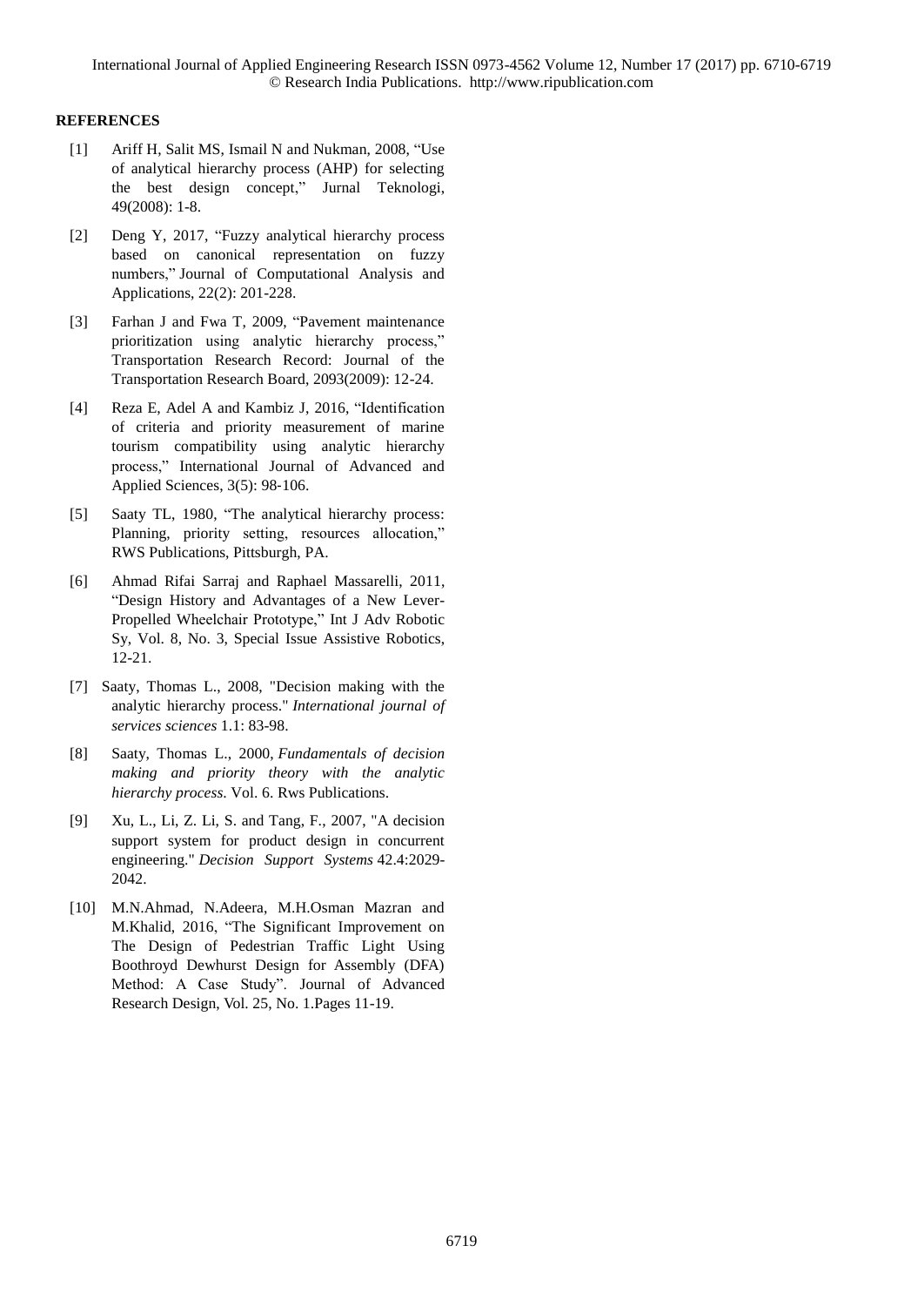**REFERENCES**

[1] Ariff H, Salit MS, Ismail N and Nukman, 2008, "Use of analytical hierarchy process (AHP) for selecting the best design concept," Jurnal Teknologi, 49(2008): 1-8.

[2] Deng Y, 2017, "Fuzzy analytical hierarchy process based on canonical representation on fuzzy numbers," Journal of Computational Analysis and Applications, 22(2): 201-228.

[3] Farhan J and Fwa T, 2009, "Pavement maintenance prioritization using analytic hierarchy process," Transportation Research Record: Journal of the Transportation Research Board, 2093(2009): 12-24.

[4] Reza E, Adel A and Kambiz J, 2016, "Identification of criteria and priority measurement of marine tourism compatibility using analytic hierarchy process," International Journal of Advanced and Applied Sciences, 3(5): 98-106.

[5] Saaty TL, 1980, "The analytical hierarchy process: Planning, priority setting, resources allocation," RWS Publications, Pittsburgh, PA.

[6] Ahmad Rifai Sarraj and Raphael Massarelli, 2011, "Design History and Advantages of a New Lever-Propelled Wheelchair Prototype," Int J Adv Robotic Sy, Vol. 8, No. 3, Special Issue Assistive Robotics, 12-21.

[7] Saaty, Thomas L., 2008, "Decision making with the analytic hierarchy process." *International journal of services sciences* 1.1: 83-98.

[8] Saaty, Thomas L., 2000, *Fundamentals of decision making and priority theory with the analytic hierarchy process.* Vol. 6. Rws Publications.

[9] Xu, L., Li, Z. Li, S. and Tang, F., 2007, "A decision support system for product design in concurrent engineering." *Decision Support Systems* 42.4:2029-2042.

[10] M.N.Ahmad, N.Adeera, M.H.Osman Mazran and M.Khalid, 2016, "The Significant Improvement on The Design of Pedestrian Traffic Light Using Boothroyd Dewhurst Design for Assembly (DFA) Method: A Case Study". Journal of Advanced Research Design, Vol. 25, No. 1.Pages 11-19.